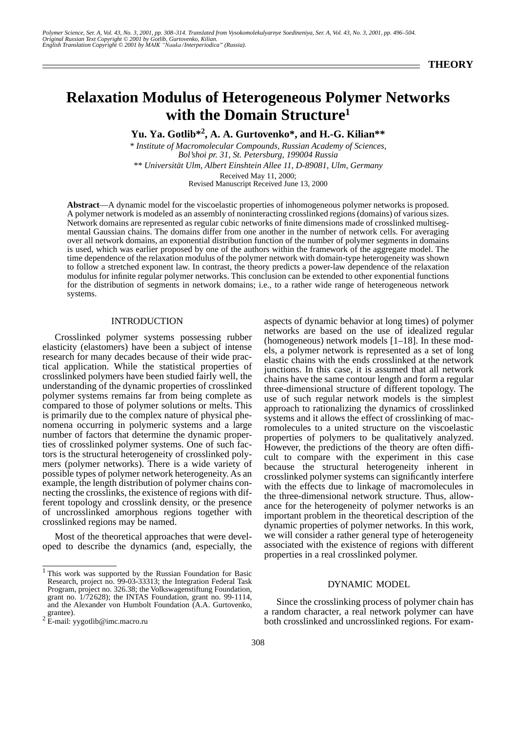Polymer Science, Ser. A, Vol. 43, No. 3, 2001, pp. 308–314. Translated from Vysokomolekulyarnye Soedineniya, Ser. A, Vol. 43, No. 3, 2001, pp. 496–504.
Original Russian Text Copyright © 2001 by Gotlib, Gurtovenko, Kilian.
English Translation Copyright © 2001 by MAIK "Nauka/Interperiodica" (Russia).

**THEORY**

# Relaxation Modulus of Heterogeneous Polymer Networks with the Domain Structure[1]

**Yu. Ya. Gotlib*[2], A. A. Gurtovenko*, and H.-G. Kilian****

*\* Institute of Macromolecular Compounds, Russian Academy of Sciences, Bol'shoi pr. 31, St. Petersburg, 199004 Russia*

*\*\* Universität Ulm, Albert Einshtein Allee 11, D-89081, Ulm, Germany*

Received May 11, 2000;
Revised Manuscript Received June 13, 2000

**Abstract**—A dynamic model for the viscoelastic properties of inhomogeneous polymer networks is proposed. A polymer network is modeled as an assembly of noninteracting crosslinked regions (domains) of various sizes. Network domains are represented as regular cubic networks of finite dimensions made of crosslinked multisegmental Gaussian chains. The domains differ from one another in the number of network cells. For averaging over all network domains, an exponential distribution function of the number of polymer segments in domains is used, which was earlier proposed by one of the authors within the framework of the aggregate model. The time dependence of the relaxation modulus of the polymer network with domain-type heterogeneity was shown to follow a stretched exponent law. In contrast, the theory predicts a power-law dependence of the relaxation modulus for infinite regular polymer networks. This conclusion can be extended to other exponential functions for the distribution of segments in network domains; i.e., to a rather wide range of heterogeneous network systems.

## INTRODUCTION

Crosslinked polymer systems possessing rubber elasticity (elastomers) have been a subject of intense research for many decades because of their wide practical application. While the statistical properties of crosslinked polymers have been studied fairly well, the understanding of the dynamic properties of crosslinked polymer systems remains far from being complete as compared to those of polymer solutions or melts. This is primarily due to the complex nature of physical phenomena occurring in polymeric systems and a large number of factors that determine the dynamic properties of crosslinked polymer systems. One of such factors is the structural heterogeneity of crosslinked polymers (polymer networks). There is a wide variety of possible types of polymer network heterogeneity. As an example, the length distribution of polymer chains connecting the crosslinks, the existence of regions with different topology and crosslink density, or the presence of uncrosslinked amorphous regions together with crosslinked regions may be named.

Most of the theoretical approaches that were developed to describe the dynamics (and, especially, the aspects of dynamic behavior at long times) of polymer networks are based on the use of idealized regular (homogeneous) network models [1–18]. In these models, a polymer network is represented as a set of long elastic chains with the ends crosslinked at the network junctions. In this case, it is assumed that all network chains have the same contour length and form a regular three-dimensional structure of different topology. The use of such regular network models is the simplest approach to rationalizing the dynamics of crosslinked systems and it allows the effect of crosslinking of macromolecules to a united structure on the viscoelastic properties of polymers to be qualitatively analyzed. However, the predictions of the theory are often difficult to compare with the experiment in this case because the structural heterogeneity inherent in crosslinked polymer systems can significantly interfere with the effects due to linkage of macromolecules in the three-dimensional network structure. Thus, allowance for the heterogeneity of polymer networks is an important problem in the theoretical description of the dynamic properties of polymer networks. In this work, we will consider a rather general type of heterogeneity associated with the existence of regions with different properties in a real crosslinked polymer.

## DYNAMIC MODEL

Since the crosslinking process of polymer chain has a random character, a real network polymer can have both crosslinked and uncrosslinked regions. For exam-

---

[1] This work was supported by the Russian Foundation for Basic Research, project no. 99-03-33313; the Integration Federal Task Program, project no. 326.38; the Volkswagenstiftung Foundation, grant no. 1/72628); the INTAS Foundation, grant no. 99-1114, and the Alexander von Humbolt Foundation (A.A. Gurtovenko, grantee).

[2] E-mail: yygotlib@imc.macro.ru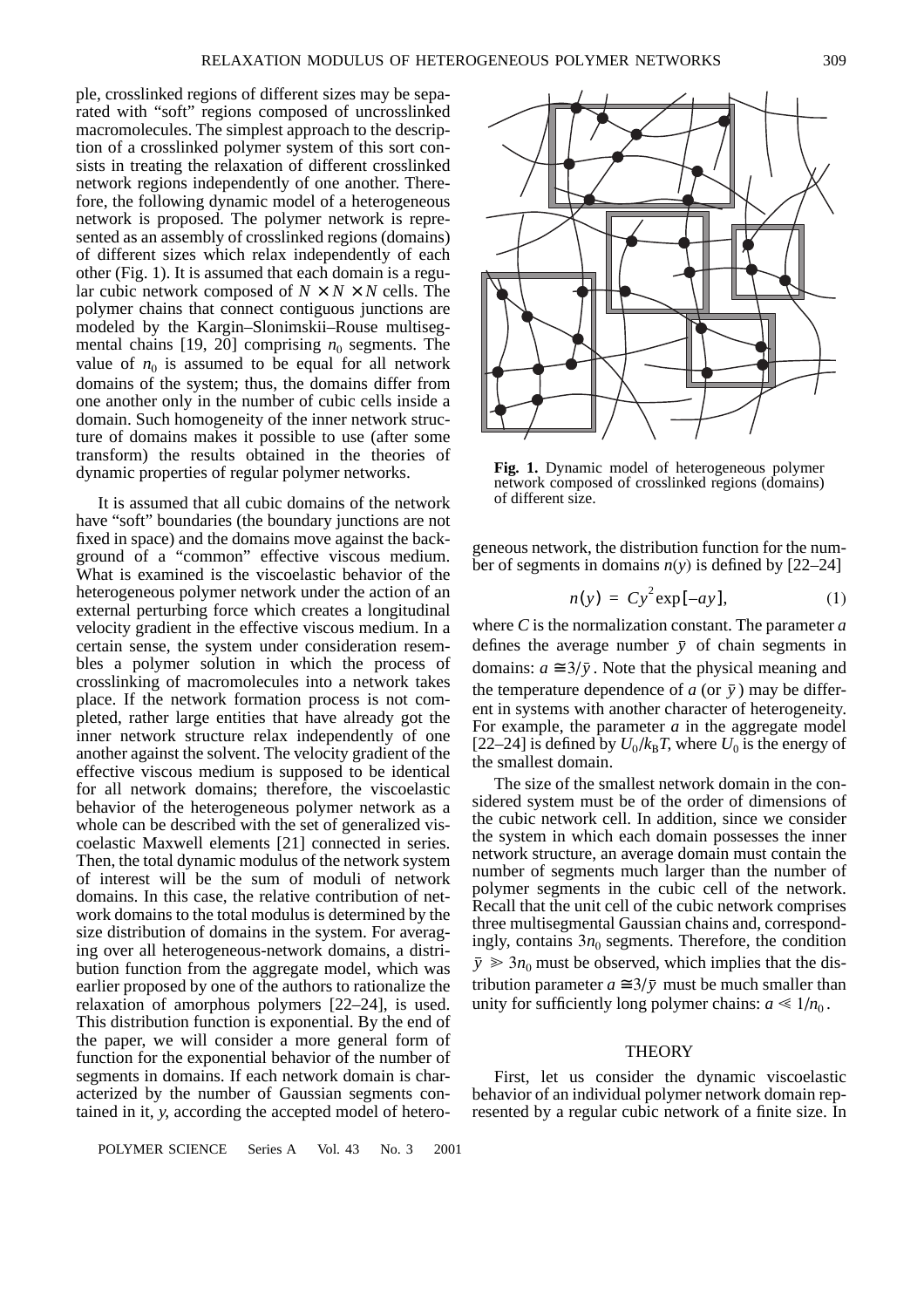ple, crosslinked regions of different sizes may be separated with "soft" regions composed of uncrosslinked macromolecules. The simplest approach to the description of a crosslinked polymer system of this sort consists in treating the relaxation of different crosslinked network regions independently of one another. Therefore, the following dynamic model of a heterogeneous network is proposed. The polymer network is represented as an assembly of crosslinked regions (domains) of different sizes which relax independently of each other (Fig. 1). It is assumed that each domain is a regular cubic network composed of $N \times N \times N$ cells. The polymer chains that connect contiguous junctions are modeled by the Kargin–Slonimskii–Rouse multisegmental chains [19, 20] comprising $n_0$ segments. The value of $n_0$ is assumed to be equal for all network domains of the system; thus, the domains differ from one another only in the number of cubic cells inside a domain. Such homogeneity of the inner network structure of domains makes it possible to use (after some transform) the results obtained in the theories of dynamic properties of regular polymer networks.

It is assumed that all cubic domains of the network have "soft" boundaries (the boundary junctions are not fixed in space) and the domains move against the background of a "common" effective viscous medium. What is examined is the viscoelastic behavior of the heterogeneous polymer network under the action of an external perturbing force which creates a longitudinal velocity gradient in the effective viscous medium. In a certain sense, the system under consideration resembles a polymer solution in which the process of crosslinking of macromolecules into a network takes place. If the network formation process is not completed, rather large entities that have already got the inner network structure relax independently of one another against the solvent. The velocity gradient of the effective viscous medium is supposed to be identical for all network domains; therefore, the viscoelastic behavior of the heterogeneous polymer network as a whole can be described with the set of generalized viscoelastic Maxwell elements [21] connected in series. Then, the total dynamic modulus of the network system of interest will be the sum of moduli of network domains. In this case, the relative contribution of network domains to the total modulus is determined by the size distribution of domains in the system. For averaging over all heterogeneous-network domains, a distribution function from the aggregate model, which was earlier proposed by one of the authors to rationalize the relaxation of amorphous polymers [22–24], is used. This distribution function is exponential. By the end of the paper, we will consider a more general form of function for the exponential behavior of the number of segments in domains. If each network domain is characterized by the number of Gaussian segments contained in it, $y$, according the accepted model of heterogeneous network, the distribution function for the number of segments in domains $n(y)$ is defined by [22–24]

**Fig. 1.** Dynamic model of heterogeneous polymer network composed of crosslinked regions (domains) of different size.

$$n(y) = Cy^2 \exp[-ay], \tag{1}$$

where $C$ is the normalization constant. The parameter $a$ defines the average number $\bar{y}$ of chain segments in domains: $a \cong 3/\bar{y}$. Note that the physical meaning and the temperature dependence of $a$ (or $\bar{y}$) may be different in systems with another character of heterogeneity. For example, the parameter $a$ in the aggregate model [22–24] is defined by $U_0/k_BT$, where $U_0$ is the energy of the smallest domain.

The size of the smallest network domain in the considered system must be of the order of dimensions of the cubic network cell. In addition, since we consider the system in which each domain possesses the inner network structure, an average domain must contain the number of segments much larger than the number of polymer segments in the cubic cell of the network. Recall that the unit cell of the cubic network comprises three multisegmental Gaussian chains and, correspondingly, contains $3n_0$ segments. Therefore, the condition $\bar{y} \gg 3n_0$ must be observed, which implies that the distribution parameter $a \cong 3/\bar{y}$ must be much smaller than unity for sufficiently long polymer chains: $a \ll 1/n_0$.

## THEORY

First, let us consider the dynamic viscoelastic behavior of an individual polymer network domain represented by a regular cubic network of a finite size. In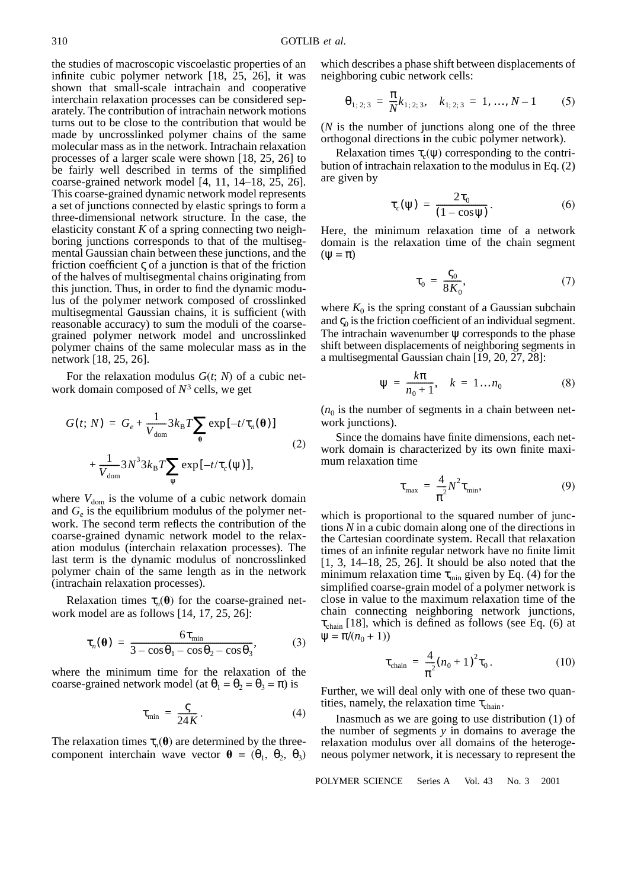the studies of macroscopic viscoelastic properties of an infinite cubic polymer network [18, 25, 26], it was shown that small-scale intrachain and cooperative interchain relaxation processes can be considered separately. The contribution of intrachain network motions turns out to be close to the contribution that would be made by uncrosslinked polymer chains of the same molecular mass as in the network. Intrachain relaxation processes of a larger scale were shown [18, 25, 26] to be fairly well described in terms of the simplified coarse-grained network model [4, 11, 14–18, 25, 26]. This coarse-grained dynamic network model represents a set of junctions connected by elastic springs to form a three-dimensional network structure. In the case, the elasticity constant $K$ of a spring connecting two neighboring junctions corresponds to that of the multisegmental Gaussian chain between these junctions, and the friction coefficient $\varsigma$ of a junction is that of the friction of the halves of multisegmental chains originating from this junction. Thus, in order to find the dynamic modulus of the polymer network composed of crosslinked multisegmental Gaussian chains, it is sufficient (with reasonable accuracy) to sum the moduli of the coarse-grained polymer network model and uncrosslinked polymer chains of the same molecular mass as in the network [18, 25, 26].

For the relaxation modulus $G(t; N)$ of a cubic network domain composed of $N^3$ cells, we get

$$G(t;\,N) = G_e + \frac{1}{V_{\mathrm{dom}}}3k_{\mathrm{B}}T\sum_{\boldsymbol{\theta}}\exp[-t/\tau_n(\boldsymbol{\theta})] + \frac{1}{V_{\mathrm{dom}}}3N^3 3k_{\mathrm{B}}T\sum_{\psi}\exp[-t/\tau_c(\psi)], \tag{2}$$

where $V_{\mathrm{dom}}$ is the volume of a cubic network domain and $G_e$ is the equilibrium modulus of the polymer network. The second term reflects the contribution of the coarse-grained dynamic network model to the relaxation modulus (interchain relaxation processes). The last term is the dynamic modulus of noncrosslinked polymer chain of the same length as in the network (intrachain relaxation processes).

Relaxation times $\tau_n(\boldsymbol{\theta})$ for the coarse-grained network model are as follows [14, 17, 25, 26]:

$$\tau_n(\boldsymbol{\theta}) = \frac{6\tau_{\min}}{3 - \cos\theta_1 - \cos\theta_2 - \cos\theta_3}, \tag{3}$$

where the minimum time for the relaxation of the coarse-grained network model (at $\theta_1 = \theta_2 = \theta_3 = \pi$) is

$$\tau_{\min} = \frac{\varsigma}{24K}. \tag{4}$$

The relaxation times $\tau_n(\boldsymbol{\theta})$ are determined by the three-component interchain wave vector $\boldsymbol{\theta} = (\theta_1,\ \theta_2,\ \theta_3)$ which describes a phase shift between displacements of neighboring cubic network cells:

$$\theta_{1;\,2;\,3} = \frac{\pi}{N}k_{1;\,2;\,3}, \quad k_{1;\,2;\,3} = 1,\,\ldots,\,N-1 \tag{5}$$

($N$ is the number of junctions along one of the three orthogonal directions in the cubic polymer network).

Relaxation times $\tau_c(\psi)$ corresponding to the contribution of intrachain relaxation to the modulus in Eq. (2) are given by

$$\tau_c(\psi) = \frac{2\tau_0}{(1-\cos\psi)}. \tag{6}$$

Here, the minimum relaxation time of a network domain is the relaxation time of the chain segment ($\psi = \pi$)

$$\tau_0 = \frac{\varsigma_0}{8K_0}, \tag{7}$$

where $K_0$ is the spring constant of a Gaussian subchain and $\varsigma_0$ is the friction coefficient of an individual segment. The intrachain wavenumber $\psi$ corresponds to the phase shift between displacements of neighboring segments in a multisegmental Gaussian chain [19, 20, 27, 28]:

$$\psi = \frac{k\pi}{n_0+1}, \quad k = 1\ldots n_0 \tag{8}$$

($n_0$ is the number of segments in a chain between network junctions).

Since the domains have finite dimensions, each network domain is characterized by its own finite maximum relaxation time

$$\tau_{\max} = \frac{4}{\pi^2}N^2\tau_{\min}, \tag{9}$$

which is proportional to the squared number of junctions $N$ in a cubic domain along one of the directions in the Cartesian coordinate system. Recall that relaxation times of an infinite regular network have no finite limit [1, 3, 14–18, 25, 26]. It should be also noted that the minimum relaxation time $\tau_{\min}$ given by Eq. (4) for the simplified coarse-grain model of a polymer network is close in value to the maximum relaxation time of the chain connecting neighboring network junctions, $\tau_{\mathrm{chain}}$ [18], which is defined as follows (see Eq. (6) at $\psi = \pi/(n_0 + 1)$)

$$\tau_{\mathrm{chain}} = \frac{4}{\pi^2}(n_0+1)^2\tau_0. \tag{10}$$

Further, we will deal only with one of these two quantities, namely, the relaxation time $\tau_{\mathrm{chain}}$.

Inasmuch as we are going to use distribution (1) of the number of segments $y$ in domains to average the relaxation modulus over all domains of the heterogeneous polymer network, it is necessary to represent the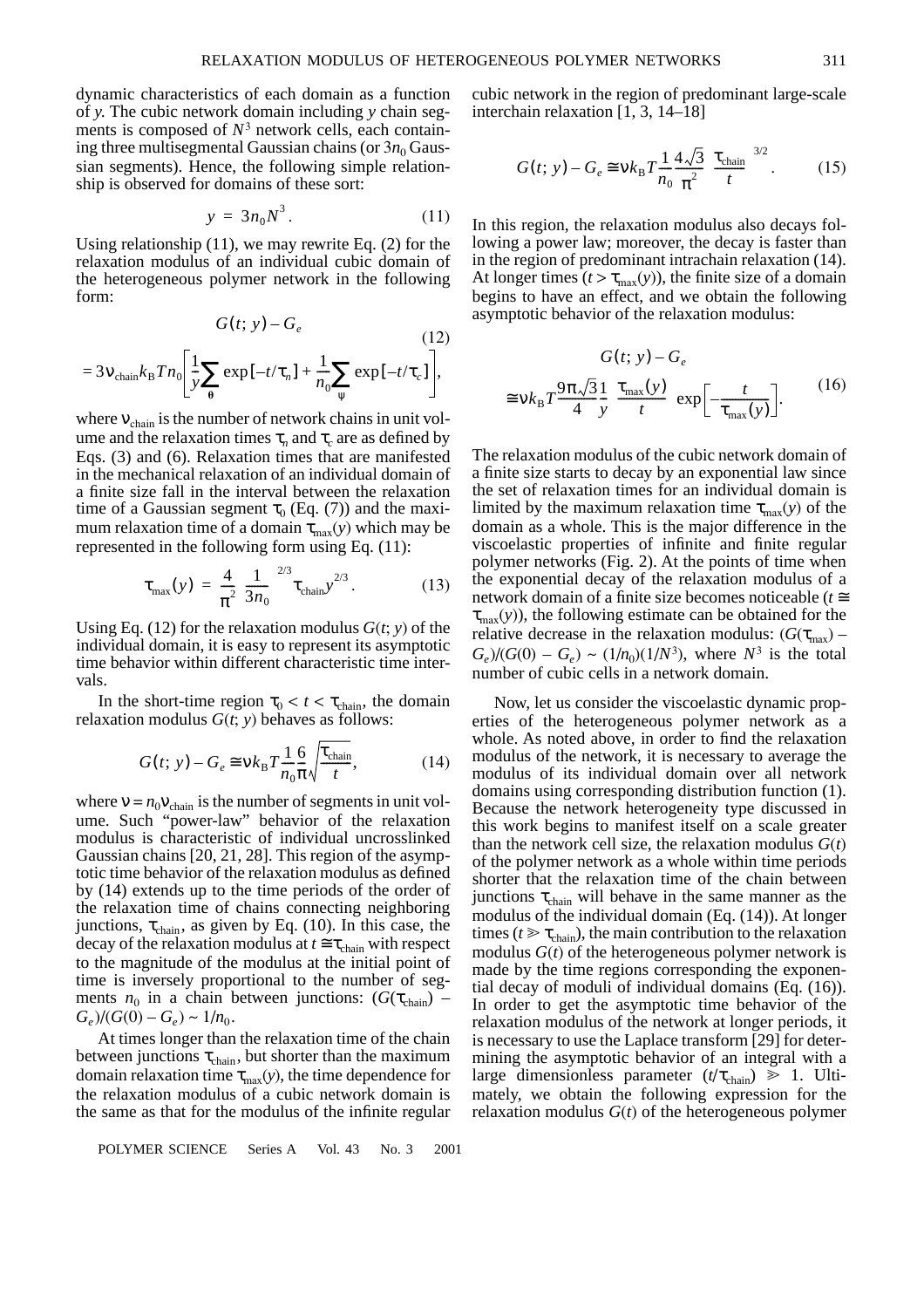dynamic characteristics of each domain as a function of $y$. The cubic network domain including $y$ chain segments is composed of $N^3$ network cells, each containing three multisegmental Gaussian chains (or $3n_0$ Gaussian segments). Hence, the following simple relationship is observed for domains of these sort:

$$y = 3n_0 N^3. \tag{11}$$

Using relationship (11), we may rewrite Eq. (2) for the relaxation modulus of an individual cubic domain of the heterogeneous polymer network in the following form:

$$G(t;\, y) - G_e = 3\nu_{\text{chain}} k_B T n_0 \left[\frac{1}{y}\sum_{\theta} \exp[-t/\tau_n] + \frac{1}{n_0}\sum_{\psi} \exp[-t/\tau_c]\right], \tag{12}$$

where $\nu_{\text{chain}}$ is the number of network chains in unit volume and the relaxation times $\tau_n$ and $\tau_c$ are as defined by Eqs. (3) and (6). Relaxation times that are manifested in the mechanical relaxation of an individual domain of a finite size fall in the interval between the relaxation time of a Gaussian segment $\tau_0$ (Eq. (7)) and the maximum relaxation time of a domain $\tau_{\max}(y)$ which may be represented in the following form using Eq. (11):

$$\tau_{\max}(y) = \frac{4}{\pi^2}\left(\frac{1}{3n_0}\right)^{2/3} \tau_{\text{chain}} y^{2/3}. \tag{13}$$

Using Eq. (12) for the relaxation modulus $G(t;\, y)$ of the individual domain, it is easy to represent its asymptotic time behavior within different characteristic time intervals.

In the short-time region $\tau_0 < t < \tau_{\text{chain}}$, the domain relaxation modulus $G(t;\, y)$ behaves as follows:

$$G(t;\, y) - G_e \cong \nu k_B T \frac{1}{n_0}\frac{6}{\pi}\sqrt{\frac{\tau_{\text{chain}}}{t}}, \tag{14}$$

where $\nu = n_0 \nu_{\text{chain}}$ is the number of segments in unit volume. Such "power-law" behavior of the relaxation modulus is characteristic of individual uncrosslinked Gaussian chains [20, 21, 28]. This region of the asymptotic time behavior of the relaxation modulus as defined by (14) extends up to the time periods of the order of the relaxation time of chains connecting neighboring junctions, $\tau_{\text{chain}}$, as given by Eq. (10). In this case, the decay of the relaxation modulus at $t \cong \tau_{\text{chain}}$ with respect to the magnitude of the modulus at the initial point of time is inversely proportional to the number of segments $n_0$ in a chain between junctions: $(G(\tau_{\text{chain}}) - G_e)/(G(0) - G_e) \sim 1/n_0$.

At times longer than the relaxation time of the chain between junctions $\tau_{\text{chain}}$, but shorter than the maximum domain relaxation time $\tau_{\max}(y)$, the time dependence for the relaxation modulus of a cubic network domain is the same as that for the modulus of the infinite regular cubic network in the region of predominant large-scale interchain relaxation [1, 3, 14–18]

$$G(t;\, y) - G_e \cong \nu k_B T \frac{1}{n_0}\frac{4\sqrt{3}}{\pi^2}\left(\frac{\tau_{\text{chain}}}{t}\right)^{3/2}. \tag{15}$$

In this region, the relaxation modulus also decays following a power law; moreover, the decay is faster than in the region of predominant intrachain relaxation (14). At longer times ($t > \tau_{\max}(y)$), the finite size of a domain begins to have an effect, and we obtain the following asymptotic behavior of the relaxation modulus:

$$G(t;\, y) - G_e \cong \nu k_B T \frac{9\pi\sqrt{3}}{4}\frac{1}{y}\left(\frac{\tau_{\max}(y)}{t}\right)\exp\left[-\frac{t}{\tau_{\max}(y)}\right]. \tag{16}$$

The relaxation modulus of the cubic network domain of a finite size starts to decay by an exponential law since the set of relaxation times for an individual domain is limited by the maximum relaxation time $\tau_{\max}(y)$ of the domain as a whole. This is the major difference in the viscoelastic properties of infinite and finite regular polymer networks (Fig. 2). At the points of time when the exponential decay of the relaxation modulus of a network domain of a finite size becomes noticeable ($t \cong \tau_{\max}(y)$), the following estimate can be obtained for the relative decrease in the relaxation modulus: $(G(\tau_{\max}) - G_e)/(G(0) - G_e) \sim (1/n_0)(1/N^3)$, where $N^3$ is the total number of cubic cells in a network domain.

Now, let us consider the viscoelastic dynamic properties of the heterogeneous polymer network as a whole. As noted above, in order to find the relaxation modulus of the network, it is necessary to average the modulus of its individual domain over all network domains using corresponding distribution function (1). Because the network heterogeneity type discussed in this work begins to manifest itself on a scale greater than the network cell size, the relaxation modulus $G(t)$ of the polymer network as a whole within time periods shorter that the relaxation time of the chain between junctions $\tau_{\text{chain}}$ will behave in the same manner as the modulus of the individual domain (Eq. (14)). At longer times ($t \gg \tau_{\text{chain}}$), the main contribution to the relaxation modulus $G(t)$ of the heterogeneous polymer network is made by the time regions corresponding the exponential decay of moduli of individual domains (Eq. (16)). In order to get the asymptotic time behavior of the relaxation modulus of the network at longer periods, it is necessary to use the Laplace transform [29] for determining the asymptotic behavior of an integral with a large dimensionless parameter $(t/\tau_{\text{chain}}) \gg 1$. Ultimately, we obtain the following expression for the relaxation modulus $G(t)$ of the heterogeneous polymer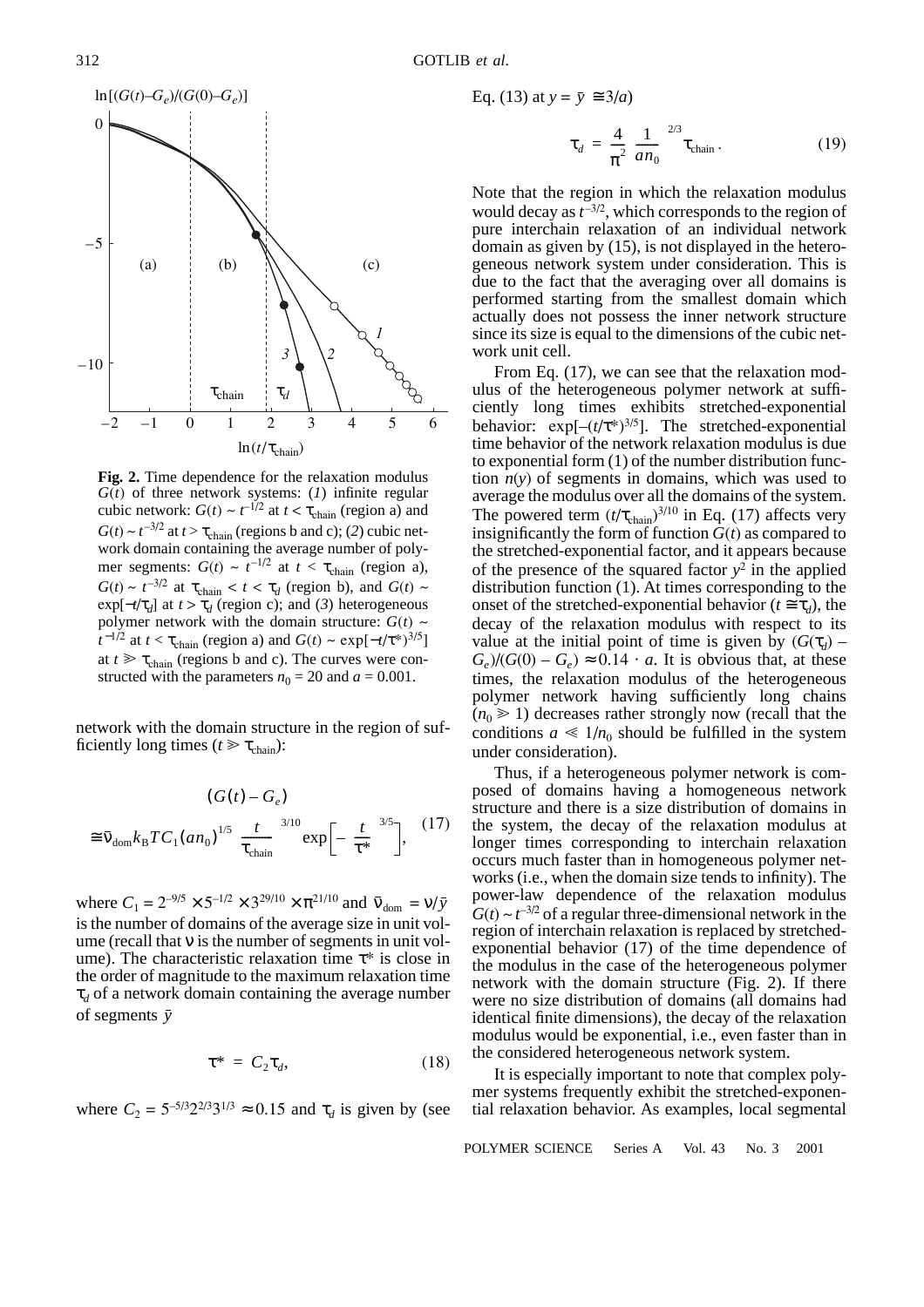**Fig. 2.** Time dependence for the relaxation modulus $G(t)$ of three network systems: (*1*) infinite regular cubic network: $G(t) \sim t^{-1/2}$ at $t < \tau_{\rm chain}$ (region a) and $G(t) \sim t^{-3/2}$ at $t > \tau_{\rm chain}$ (regions b and c); (*2*) cubic network domain containing the average number of polymer segments: $G(t) \sim t^{-1/2}$ at $t < \tau_{\rm chain}$ (region a), $G(t) \sim t^{-3/2}$ at $\tau_{\rm chain} < t < \tau_d$ (region b), and $G(t) \sim \exp[-t/\tau_d]$ at $t > \tau_d$ (region c); and (*3*) heterogeneous polymer network with the domain structure: $G(t) \sim t^{-1/2}$ at $t < \tau_{\rm chain}$ (region a) and $G(t) \sim \exp[-t/\tau^*)^{3/5}]$ at $t \gg \tau_{\rm chain}$ (regions b and c). The curves were constructed with the parameters $n_0 = 20$ and $a = 0.001$.

network with the domain structure in the region of sufficiently long times ($t \gg \tau_{\rm chain}$):

$$(G(t) - G_e) \cong \bar{\nu}_{\rm dom} k_{\rm B} T C_1 (a n_0)^{1/5} \left(\frac{t}{\tau_{\rm chain}}\right)^{3/10} \exp\left[-\left(\frac{t}{\tau^*}\right)^{3/5}\right], \quad (17)$$

where $C_1 = 2^{-9/5} \times 5^{-1/2} \times 3^{29/10} \times \pi^{21/10}$ and $\bar{\nu}_{\rm dom} = \nu/\bar{y}$ is the number of domains of the average size in unit volume (recall that $\nu$ is the number of segments in unit volume). The characteristic relaxation time $\tau^*$ is close in the order of magnitude to the maximum relaxation time $\tau_d$ of a network domain containing the average number of segments $\bar{y}$

$$\tau^* = C_2 \tau_d, \quad (18)$$

where $C_2 = 5^{-5/3} 2^{2/3} 3^{1/3} \approx 0.15$ and $\tau_d$ is given by (see Eq. (13) at $y = \bar{y} \cong 3/a$)

$$\tau_d = \frac{4}{\pi^2} \left(\frac{1}{a n_0}\right)^{2/3} \tau_{\rm chain}. \quad (19)$$

Note that the region in which the relaxation modulus would decay as $t^{-3/2}$, which corresponds to the region of pure interchain relaxation of an individual network domain as given by (15), is not displayed in the heterogeneous network system under consideration. This is due to the fact that the averaging over all domains is performed starting from the smallest domain which actually does not possess the inner network structure since its size is equal to the dimensions of the cubic network unit cell.

From Eq. (17), we can see that the relaxation modulus of the heterogeneous polymer network at sufficiently long times exhibits stretched-exponential behavior: $\exp[-(t/\tau^*)^{3/5}]$. The stretched-exponential time behavior of the network relaxation modulus is due to exponential form (1) of the number distribution function $n(y)$ of segments in domains, which was used to average the modulus over all the domains of the system. The powered term $(t/\tau_{\rm chain})^{3/10}$ in Eq. (17) affects very insignificantly the form of function $G(t)$ as compared to the stretched-exponential factor, and it appears because of the presence of the squared factor $y^2$ in the applied distribution function (1). At times corresponding to the onset of the stretched-exponential behavior ($t \cong \tau_d$), the decay of the relaxation modulus with respect to its value at the initial point of time is given by $(G(\tau_d) - G_e)/(G(0) - G_e) \approx 0.14 \cdot a$. It is obvious that, at these times, the relaxation modulus of the heterogeneous polymer network having sufficiently long chains ($n_0 \gg 1$) decreases rather strongly now (recall that the conditions $a \ll 1/n_0$ should be fulfilled in the system under consideration).

Thus, if a heterogeneous polymer network is composed of domains having a homogeneous network structure and there is a size distribution of domains in the system, the decay of the relaxation modulus at longer times corresponding to interchain relaxation occurs much faster than in homogeneous polymer networks (i.e., when the domain size tends to infinity). The power-law dependence of the relaxation modulus $G(t) \sim t^{-3/2}$ of a regular three-dimensional network in the region of interchain relaxation is replaced by stretched-exponential behavior (17) of the time dependence of the modulus in the case of the heterogeneous polymer network with the domain structure (Fig. 2). If there were no size distribution of domains (all domains had identical finite dimensions), the decay of the relaxation modulus would be exponential, i.e., even faster than in the considered heterogeneous network system.

It is especially important to note that complex polymer systems frequently exhibit the stretched-exponential relaxation behavior. As examples, local segmental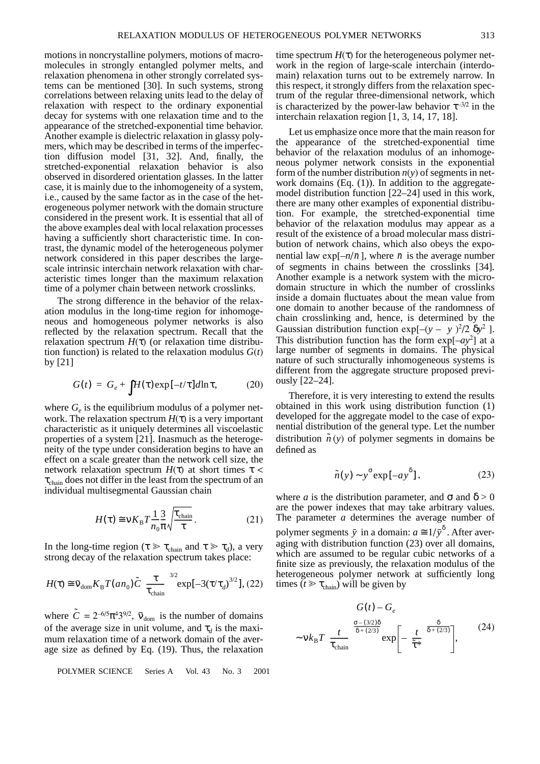motions in noncrystalline polymers, motions of macromolecules in strongly entangled polymer melts, and relaxation phenomena in other strongly correlated systems can be mentioned [30]. In such systems, strong correlations between relaxing units lead to the delay of relaxation with respect to the ordinary exponential decay for systems with one relaxation time and to the appearance of the stretched-exponential time behavior. Another example is dielectric relaxation in glassy polymers, which may be described in terms of the imperfection diffusion model [31, 32]. And, finally, the stretched-exponential relaxation behavior is also observed in disordered orientation glasses. In the latter case, it is mainly due to the inhomogeneity of a system, i.e., caused by the same factor as in the case of the heterogeneous polymer network with the domain structure considered in the present work. It is essential that all of the above examples deal with local relaxation processes having a sufficiently short characteristic time. In contrast, the dynamic model of the heterogeneous polymer network considered in this paper describes the large-scale intrinsic interchain network relaxation with characteristic times longer than the maximum relaxation time of a polymer chain between network crosslinks.

The strong difference in the behavior of the relaxation modulus in the long-time region for inhomogeneous and homogeneous polymer networks is also reflected by the relaxation spectrum. Recall that the relaxation spectrum $H(\tau)$ (or relaxation time distribution function) is related to the relaxation modulus $G(t)$ by [21]

$$G(t) = G_e + \int H(\tau)\exp[-t/\tau]d\ln\tau, \tag{20}$$

where $G_e$ is the equilibrium modulus of a polymer network. The relaxation spectrum $H(\tau)$ is a very important characteristic as it uniquely determines all viscoelastic properties of a system [21]. Inasmuch as the heterogeneity of the type under consideration begins to have an effect on a scale greater than the network cell size, the network relaxation spectrum $H(\tau)$ at short times $\tau < \tau_{\text{chain}}$ does not differ in the least from the spectrum of an individual multisegmental Gaussian chain

$$H(\tau) \cong \nu K_B T \frac{1}{n_0}\frac{3}{\pi}\sqrt{\frac{\tau_{\text{chain}}}{\tau}}. \tag{21}$$

In the long-time region ($\tau \gg \tau_{\text{chain}}$ and $\tau \gg \tau_d$), a very strong decay of the relaxation spectrum takes place:

$$H(\tau) \cong \bar{\nu}_{\text{dom}} K_B T (a n_0)\tilde{C}\left(\frac{\tau}{\tau_{\text{chain}}}\right)^{3/2}\exp[-3(\tau/\tau_d)^{3/2}], \tag{22}$$

where $\tilde{C} = 2^{-6/5}\pi^4 3^{9/2}$, $\bar{\nu}_{\text{dom}}$ is the number of domains of the average size in unit volume, and $\tau_d$ is the maximum relaxation time of a network domain of the average size as defined by Eq. (19). Thus, the relaxation time spectrum $H(\tau)$ for the heterogeneous polymer network in the region of large-scale interchain (interdomain) relaxation turns out to be extremely narrow. In this respect, it strongly differs from the relaxation spectrum of the regular three-dimensional network, which is characterized by the power-law behavior $\tau^{-3/2}$ in the interchain relaxation region [1, 3, 14, 17, 18].

Let us emphasize once more that the main reason for the appearance of the stretched-exponential time behavior of the relaxation modulus of an inhomogeneous polymer network consists in the exponential form of the number distribution $n(y)$ of segments in network domains (Eq. (1)). In addition to the aggregate-model distribution function [22–24] used in this work, there are many other examples of exponential distribution. For example, the stretched-exponential time behavior of the relaxation modulus may appear as a result of the existence of a broad molecular mass distribution of network chains, which also obeys the exponential law $\exp[-n/\bar{n}]$, where $\bar{n}$ is the average number of segments in chains between the crosslinks [34]. Another example is a network system with the microdomain structure in which the number of crosslinks inside a domain fluctuates about the mean value from one domain to another because of the randomness of chain crosslinking and, hence, is determined by the Gaussian distribution function $\exp[-(y - \langle y \rangle)^2/2\langle \delta y^2 \rangle]$. This distribution function has the form $\exp[-ay^2]$ at a large number of segments in domains. The physical nature of such structurally inhomogeneous systems is different from the aggregate structure proposed previously [22–24].

Therefore, it is very interesting to extend the results obtained in this work using distribution function (1) developed for the aggregate model to the case of exponential distribution of the general type. Let the number distribution $\tilde{n}(y)$ of polymer segments in domains be defined as

$$\tilde{n}(y) \sim y^{\sigma}\exp[-ay^{\delta}], \tag{23}$$

where $a$ is the distribution parameter, and $\sigma$ and $\delta > 0$ are the power indexes that may take arbitrary values. The parameter $a$ determines the average number of polymer segments $\bar{y}$ in a domain: $a \cong 1/\bar{y}^{\delta}$. After averaging with distribution function (23) over all domains, which are assumed to be regular cubic networks of a finite size as previously, the relaxation modulus of the heterogeneous polymer network at sufficiently long times ($t \gg \tau_{\text{chain}}$) will be given by

$$G(t) - G_e \sim \nu k_B T\left(\frac{t}{\tau_{\text{chain}}}\right)^{\frac{\sigma - (3/2)\delta}{\delta + (2/3)}}\exp\left[-\left(\frac{t}{\tilde{\tau}^*}\right)^{\frac{\delta}{\delta + (2/3)}}\right], \tag{24}$$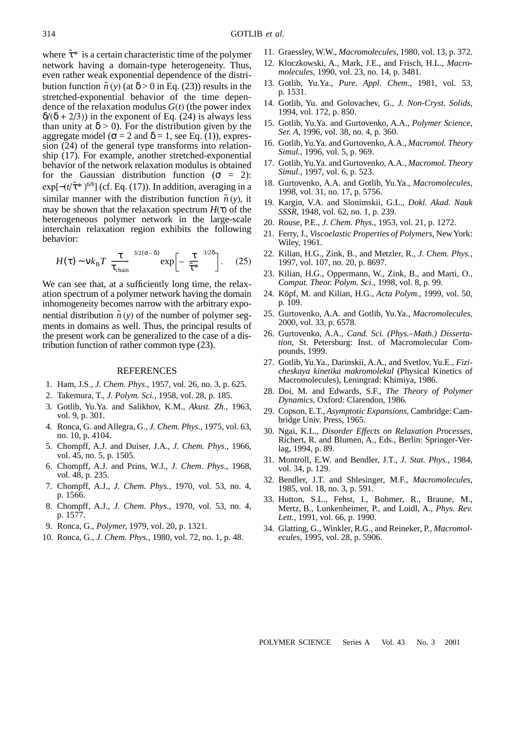where $\tilde{\tau}^*$ is a certain characteristic time of the polymer network having a domain-type heterogeneity. Thus, even rather weak exponential dependence of the distribution function $\tilde{n}(y)$ (at $\delta > 0$ in Eq. (23)) results in the stretched-exponential behavior of the time dependence of the relaxation modulus $G(t)$ (the power index $\delta/(\delta + 2/3)$) in the exponent of Eq. (24) is always less than unity at $\delta > 0$). For the distribution given by the aggregate model ($\sigma = 2$ and $\delta = 1$, see Eq. (1)), expression (24) of the general type transforms into relationship (17). For example, another stretched-exponential behavior of the network relaxation modulus is obtained for the Gaussian distribution function ($\sigma = 2$): $\exp[-(t/\tilde{\tau}^*)^{6/8}]$ (cf. Eq. (17)). In addition, averaging in a similar manner with the distribution function $\tilde{n}(y)$, it may be shown that the relaxation spectrum $H(\tau)$ of the heterogeneous polymer network in the large-scale interchain relaxation region exhibits the following behavior:

$$H(\tau) \sim \nu k_B T \left(\frac{\tau}{\tau_{\text{chain}}}\right)^{3/2(\sigma-\delta)} \exp\left[-\left(\frac{\tau}{\tilde{\tau}^*}\right)^{3/2\delta}\right]. \quad (25)$$

We can see that, at a sufficiently long time, the relaxation spectrum of a polymer network having the domain inhomogeneity becomes narrow with the arbitrary exponential distribution $\tilde{n}(y)$ of the number of polymer segments in domains as well. Thus, the principal results of the present work can be generalized to the case of a distribution function of rather common type (23).

## REFERENCES

1. Ham, J.S., *J. Chem. Phys.*, 1957, vol. 26, no. 3, p. 625.
2. Takemura, T., *J. Polym. Sci.*, 1958, vol. 28, p. 185.
3. Gotlib, Yu.Ya. and Salikhov, K.M., *Akust. Zh.*, 1963, vol. 9, p. 301.
4. Ronca, G. and Allegra, G., *J. Chem. Phys.*, 1975, vol. 63, no. 10, p. 4104.
5. Chompff, A.J. and Duiser, J.A., *J. Chem. Phys.*, 1966, vol. 45, no. 5, p. 1505.
6. Chompff, A.J. and Prins, W.J., *J. Chem. Phys.*, 1968, vol. 48, p. 235.
7. Chompff, A.J., *J. Chem. Phys.*, 1970, vol. 53, no. 4, p. 1566.
8. Chompff, A.J., *J. Chem. Phys.*, 1970, vol. 53, no. 4, p. 1577.
9. Ronca, G., *Polymer,* 1979, vol. 20, p. 1321.
10. Ronca, G., *J. Chem. Phys.*, 1980, vol. 72, no. 1, p. 48.
11. Graessley, W.W., *Macromolecules*, 1980, vol. 13, p. 372.
12. Kloczkowski, A., Mark, J.E., and Frisch, H.L., *Macromolecules*, 1990, vol. 23, no. 14, p. 3481.
13. Gotlib, Yu.Ya., *Pure. Appl. Chem.*, 1981, vol. 53, p. 1531.
14. Gotlib, Yu. and Golovachev, G., *J. Non-Cryst. Solids*, 1994, vol. 172, p. 850.
15. Gotlib, Yu.Ya. and Gurtovenko, A.A., *Polymer Science, Ser. A*, 1996, vol. 38, no. 4, p. 360.
16. Gotlib, Yu.Ya. and Gurtovenko, A.A., *Macromol. Theory Simul.*, 1996, vol. 5, p. 969.
17. Gotlib, Yu.Ya. and Gurtovenko, A.A., *Macromol. Theory Simul.*, 1997, vol. 6, p. 523.
18. Gurtovenko, A.A. and Gotlib, Yu.Ya., *Macromolecules*, 1998, vol. 31, no. 17, p. 5756.
19. Kargin, V.A. and Slonimskii, G.L., *Dokl. Akad. Nauk SSSR*, 1948, vol. 62, no. 1, p. 239.
20. Rouse, P.E., *J. Chem. Phys.*, 1953, vol. 21, p. 1272.
21. Ferry, J., *Viscoelastic Properties of Polymers*, New York: Wiley, 1961.
22. Kilian, H.G., Zink, B., and Metzler, R., *J. Chem. Phys.*, 1997, vol. 107, no. 20, p. 8697.
23. Kilian, H.G., Oppermann, W., Zink, B., and Marti, O., *Comput. Theor. Polym. Sci.*, 1998, vol. 8, p. 99.
24. Köpf, M. and Kilian, H.G., *Acta Polym.*, 1999, vol. 50, p. 109.
25. Gurtovenko, A.A. and Gotlib, Yu.Ya., *Macromolecules*, 2000, vol. 33, p. 6578.
26. Gurtovenko, A.A., *Cand. Sci. (Phys.–Math.) Dissertation*, St. Petersburg: Inst. of Macromolecular Compounds, 1999.
27. Gotlib, Yu.Ya., Darinskii, A.A., and Svetlov, Yu.E., *Fizicheskaya kinetika makromolekul* (Physical Kinetics of Macromolecules), Leningrad: Khimiya, 1986.
28. Doi, M. and Edwards, S.F., *The Theory of Polymer Dynamics*, Oxford: Clarendon, 1986.
29. Copson, E.T., *Asymptotic Expansions*, Cambridge: Cambridge Univ. Press, 1965.
30. Ngai, K.L., *Disorder Effects on Relaxation Processes*, Richert, R. and Blumen, A., Eds., Berlin: Springer-Verlag, 1994, p. 89.
31. Montroll, E.W. and Bendler, J.T., *J. Stat. Phys.*, 1984, vol. 34, p. 129.
32. Bendler, J.T. and Shlesinger, M.F., *Macromolecules*, 1985, vol. 18, no. 3, p. 591.
33. Hutton, S.L., Fehst, I., Bohmer, R., Braune, M., Mertz, B., Lunkenheimer, P., and Loidl, A., *Phys. Rev. Lett.*, 1991, vol. 66, p. 1990.
34. Glatting, G., Winkler, R.G., and Reineker, P., *Macromolecules*, 1995, vol. 28, p. 5906.